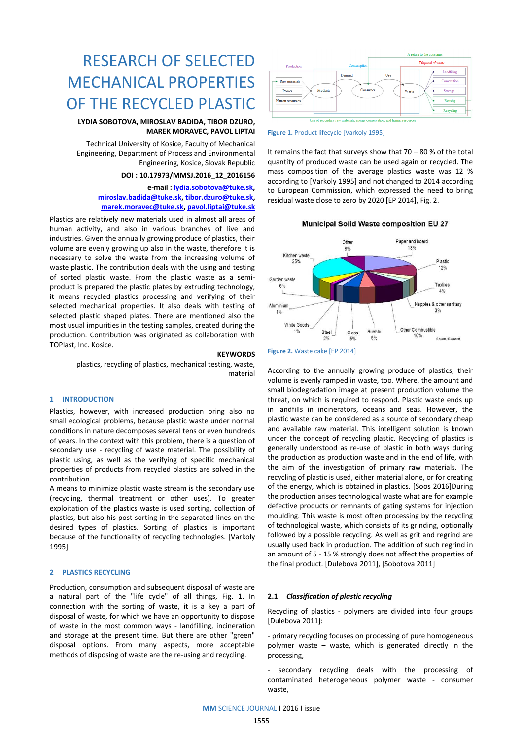# RESEARCH OF SELECTED MECHANICAL PROPERTIES OF THE RECYCLED PLASTIC

**LYDIA SOBOTOVA, MIROSLAV BADIDA, TIBOR DZURO, MAREK MORAVEC, PAVOL LIPTAI**

Technical University of Kosice, Faculty of Mechanical Engineering, Department of Process and Environmental Engineering, Kosice, Slovak Republic

**DOI : 10.17973/MMSJ.2016_12_2016156**

**e-mail : lydia.sobotova@tuke.sk, miroslav.badida@tuke.sk, tibor.dzuro@tuke.sk, marek.moravec@tuke.sk, pavol.liptai@tuke.sk**

Plastics are relatively new materials used in almost all areas of human activity, and also in various branches of live and industries. Given the annually growing produce of plastics, their volume are evenly growing up also in the waste, therefore it is necessary to solve the waste from the increasing volume of waste plastic. The contribution deals with the using and testing of sorted plastic waste. From the plastic waste as a semi-product is prepared the plastic plates by extruding technology, it means recycled plastics processing and verifying of their selected mechanical properties. It also deals with testing of selected plastic shaped plates. There are mentioned also the most usual impurities in the testing samples, created during the production. Contribution was originated as collaboration with TOPlast, Inc. Kosice.

**KEYWORDS**

plastics, recycling of plastics, mechanical testing, waste, material

## 1 INTRODUCTION

Plastics, however, with increased production bring also no small ecological problems, because plastic waste under normal conditions in nature decomposes several tens or even hundreds of years. In the context with this problem, there is a question of secondary use - recycling of waste material. The possibility of plastic using, as well as the verifying of specific mechanical properties of products from recycled plastics are solved in the contribution.

A means to minimize plastic waste stream is the secondary use (recycling, thermal treatment or other uses). To greater exploitation of the plastics waste is used sorting, collection of plastics, but also his post-sorting in the separated lines on the desired types of plastics. Sorting of plastics is important because of the functionality of recycling technologies. [Varkoly 1995]

## 2 PLASTICS RECYCLING

Production, consumption and subsequent disposal of waste are a natural part of the "life cycle" of all things, Fig. 1. In connection with the sorting of waste, it is a key a part of disposal of waste, for which we have an opportunity to dispose of waste in the most common ways - landfilling, incineration and storage at the present time. But there are other "green" disposal options. From many aspects, more acceptable methods of disposing of waste are the re-using and recycling.

**Figure 1.** Product lifecycle [Varkoly 1995]

It remains the fact that surveys show that 70 – 80 % of the total quantity of produced waste can be used again or recycled. The mass composition of the average plastics waste was 12 % according to [Varkoly 1995] and not changed to 2014 according to European Commission, which expressed the need to bring residual waste close to zero by 2020 [EP 2014], Fig. 2.

**Figure 2.** Waste cake [EP 2014]

According to the annually growing produce of plastics, their volume is evenly ramped in waste, too. Where, the amount and small biodegradation image at present production volume the threat, on which is required to respond. Plastic waste ends up in landfills in incinerators, oceans and seas. However, the plastic waste can be considered as a source of secondary cheap and available raw material. This intelligent solution is known under the concept of recycling plastic. Recycling of plastics is generally understood as re-use of plastic in both ways during the production as production waste and in the end of life, with the aim of the investigation of primary raw materials. The recycling of plastic is used, either material alone, or for creating of the energy, which is obtained in plastics. [Soos 2016]During the production arises technological waste what are for example defective products or remnants of gating systems for injection moulding. This waste is most often processing by the recycling of technological waste, which consists of its grinding, optionally followed by a possible recycling. As well as grit and regrind are usually used back in production. The addition of such regrind in an amount of 5 - 15 % strongly does not affect the properties of the final product. [Dulebova 2011], [Sobotova 2011]

### 2.1 *Classification of plastic recycling*

Recycling of plastics - polymers are divided into four groups [Dulebova 2011]:

- primary recycling focuses on processing of pure homogeneous polymer waste – waste, which is generated directly in the processing,

- secondary recycling deals with the processing of contaminated heterogeneous polymer waste - consumer waste,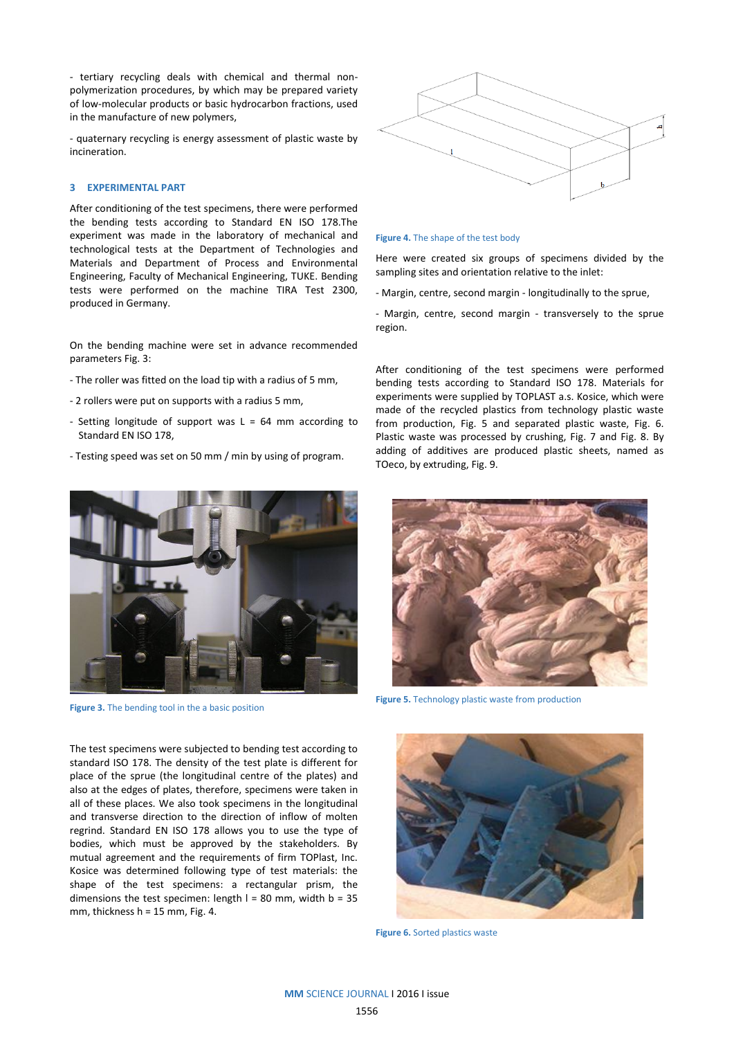- tertiary recycling deals with chemical and thermal non-polymerization procedures, by which may be prepared variety of low-molecular products or basic hydrocarbon fractions, used in the manufacture of new polymers,

- quaternary recycling is energy assessment of plastic waste by incineration.

## 3 EXPERIMENTAL PART

After conditioning of the test specimens, there were performed the bending tests according to Standard EN ISO 178.The experiment was made in the laboratory of mechanical and technological tests at the Department of Technologies and Materials and Department of Process and Environmental Engineering, Faculty of Mechanical Engineering, TUKE. Bending tests were performed on the machine TIRA Test 2300, produced in Germany.

On the bending machine were set in advance recommended parameters Fig. 3:

- The roller was fitted on the load tip with a radius of 5 mm,
- 2 rollers were put on supports with a radius 5 mm,
- Setting longitude of support was L = 64 mm according to Standard EN ISO 178,
- Testing speed was set on 50 mm / min by using of program.

**Figure 3.** The bending tool in the a basic position

The test specimens were subjected to bending test according to standard ISO 178. The density of the test plate is different for place of the sprue (the longitudinal centre of the plates) and also at the edges of plates, therefore, specimens were taken in all of these places. We also took specimens in the longitudinal and transverse direction to the direction of inflow of molten regrind. Standard EN ISO 178 allows you to use the type of bodies, which must be approved by the stakeholders. By mutual agreement and the requirements of firm TOPlast, Inc. Kosice was determined following type of test materials: the shape of the test specimens: a rectangular prism, the dimensions the test specimen: length l = 80 mm, width b = 35 mm, thickness h = 15 mm, Fig. 4.

**Figure 4.** The shape of the test body

Here were created six groups of specimens divided by the sampling sites and orientation relative to the inlet:

- Margin, centre, second margin - longitudinally to the sprue,
- Margin, centre, second margin - transversely to the sprue region.

After conditioning of the test specimens were performed bending tests according to Standard ISO 178. Materials for experiments were supplied by TOPLAST a.s. Kosice, which were made of the recycled plastics from technology plastic waste from production, Fig. 5 and separated plastic waste, Fig. 6. Plastic waste was processed by crushing, Fig. 7 and Fig. 8. By adding of additives are produced plastic sheets, named as TOeco, by extruding, Fig. 9.

**Figure 5.** Technology plastic waste from production

**Figure 6.** Sorted plastics waste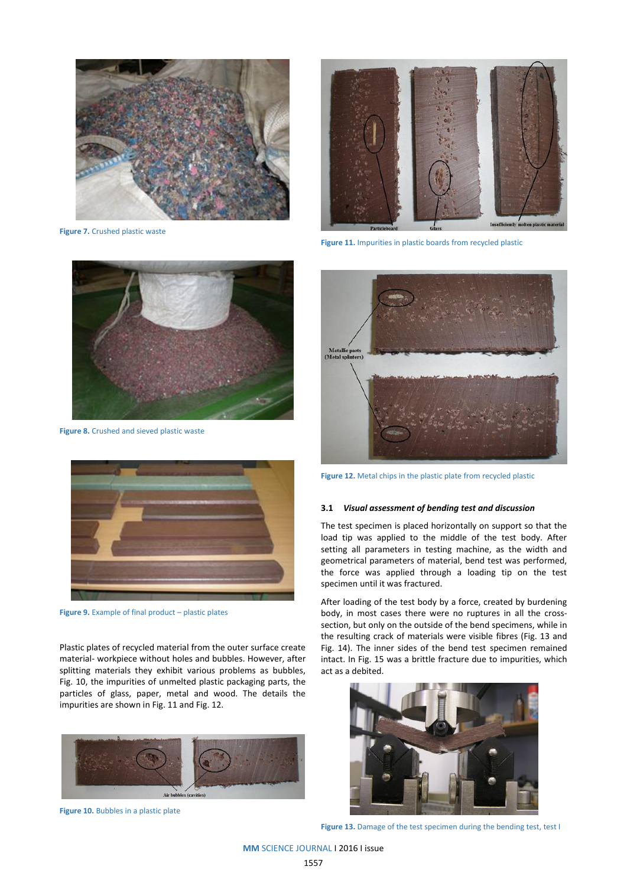Figure 7. Crushed plastic waste

Figure 8. Crushed and sieved plastic waste

Figure 9. Example of final product – plastic plates

Plastic plates of recycled material from the outer surface create material- workpiece without holes and bubbles. However, after splitting materials they exhibit various problems as bubbles, Fig. 10, the impurities of unmelted plastic packaging parts, the particles of glass, paper, metal and wood. The details the impurities are shown in Fig. 11 and Fig. 12.

Figure 10. Bubbles in a plastic plate

Figure 11. Impurities in plastic boards from recycled plastic

Figure 12. Metal chips in the plastic plate from recycled plastic

### 3.1 *Visual assessment of bending test and discussion*

The test specimen is placed horizontally on support so that the load tip was applied to the middle of the test body. After setting all parameters in testing machine, as the width and geometrical parameters of material, bend test was performed, the force was applied through a loading tip on the test specimen until it was fractured.

After loading of the test body by a force, created by burdening body, in most cases there were no ruptures in all the cross-section, but only on the outside of the bend specimens, while in the resulting crack of materials were visible fibres (Fig. 13 and Fig. 14). The inner sides of the bend test specimen remained intact. In Fig. 15 was a brittle fracture due to impurities, which act as a debited.

Figure 13. Damage of the test specimen during the bending test, test I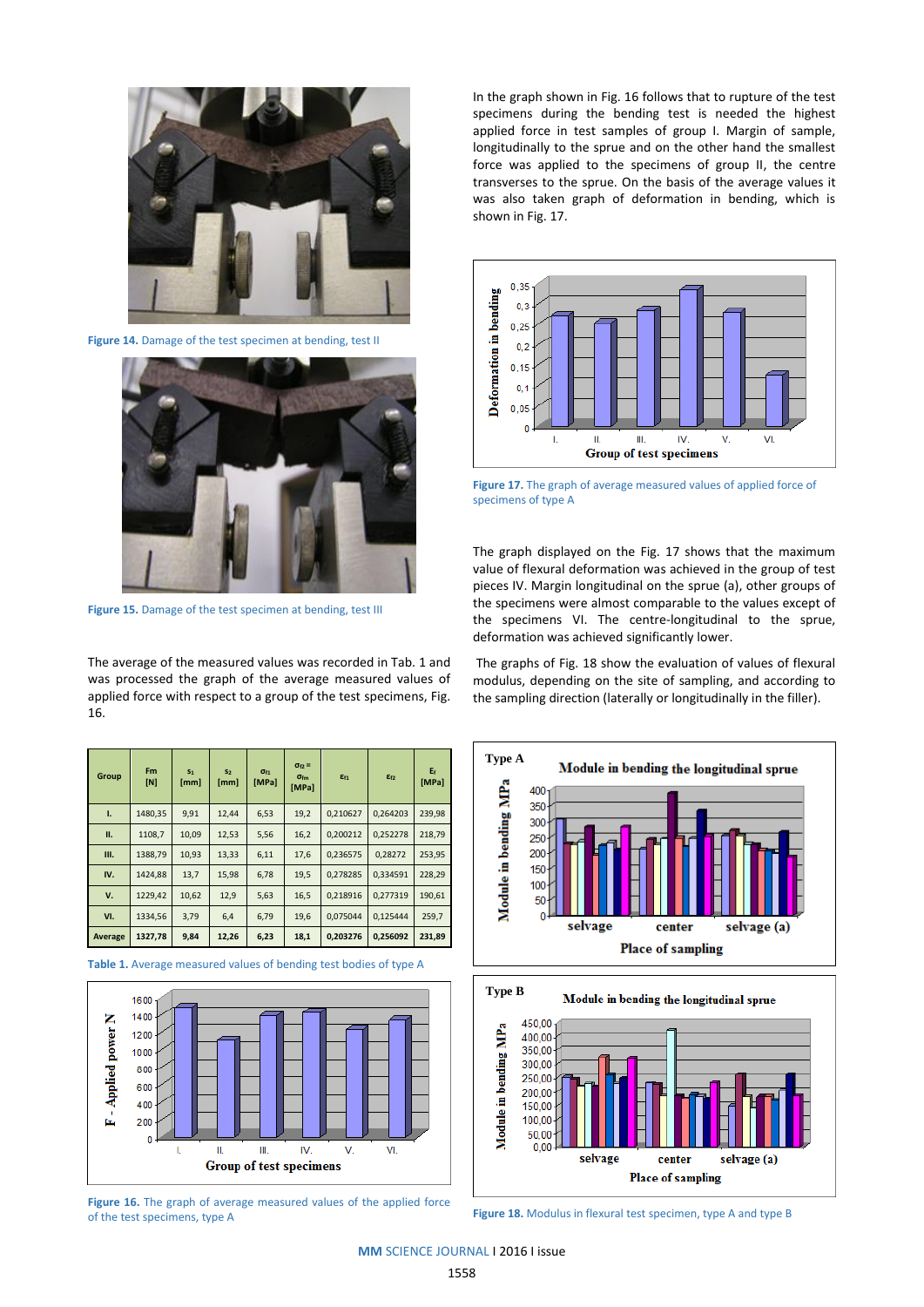Figure 14. Damage of the test specimen at bending, test II

Figure 15. Damage of the test specimen at bending, test III

The average of the measured values was recorded in Tab. 1 and was processed the graph of the average measured values of applied force with respect to a group of the test specimens, Fig. 16.

| Group | Fm [N] | $s_1$ [mm] | $s_2$ [mm] | $\sigma_{f1}$ [MPa] | $\sigma_{f2} = \sigma_{fm}$ [MPa] | $\varepsilon_{f1}$ | $\varepsilon_{f2}$ | $E_f$ [MPa] |
|---|---|---|---|---|---|---|---|---|
| I. | 1480,35 | 9,91 | 12,44 | 6,53 | 19,2 | 0,210627 | 0,264203 | 239,98 |
| II. | 1108,7 | 10,09 | 12,53 | 5,56 | 16,2 | 0,200212 | 0,252278 | 218,79 |
| III. | 1388,79 | 10,93 | 13,33 | 6,11 | 17,6 | 0,236575 | 0,28272 | 253,95 |
| IV. | 1424,88 | 13,7 | 15,98 | 6,78 | 19,5 | 0,278285 | 0,334591 | 228,29 |
| V. | 1229,42 | 10,62 | 12,9 | 5,63 | 16,5 | 0,218916 | 0,277319 | 190,61 |
| VI. | 1334,56 | 3,79 | 6,4 | 6,79 | 19,6 | 0,075044 | 0,125444 | 259,7 |
| Average | 1327,78 | 9,84 | 12,26 | 6,23 | 18,1 | 0,203276 | 0,256092 | 231,89 |

Table 1. Average measured values of bending test bodies of type A

Figure 16. The graph of average measured values of the applied force of the test specimens, type A

In the graph shown in Fig. 16 follows that to rupture of the test specimens during the bending test is needed the highest applied force in test samples of group I. Margin of sample, longitudinally to the sprue and on the other hand the smallest force was applied to the specimens of group II, the centre transverses to the sprue. On the basis of the average values it was also taken graph of deformation in bending, which is shown in Fig. 17.

Figure 17. The graph of average measured values of applied force of specimens of type A

The graph displayed on the Fig. 17 shows that the maximum value of flexural deformation was achieved in the group of test pieces IV. Margin longitudinal on the sprue (a), other groups of the specimens were almost comparable to the values except of the specimens VI. The centre-longitudinal to the sprue, deformation was achieved significantly lower.

The graphs of Fig. 18 show the evaluation of values of flexural modulus, depending on the site of sampling, and according to the sampling direction (laterally or longitudinally in the filler).

Figure 18. Modulus in flexural test specimen, type A and type B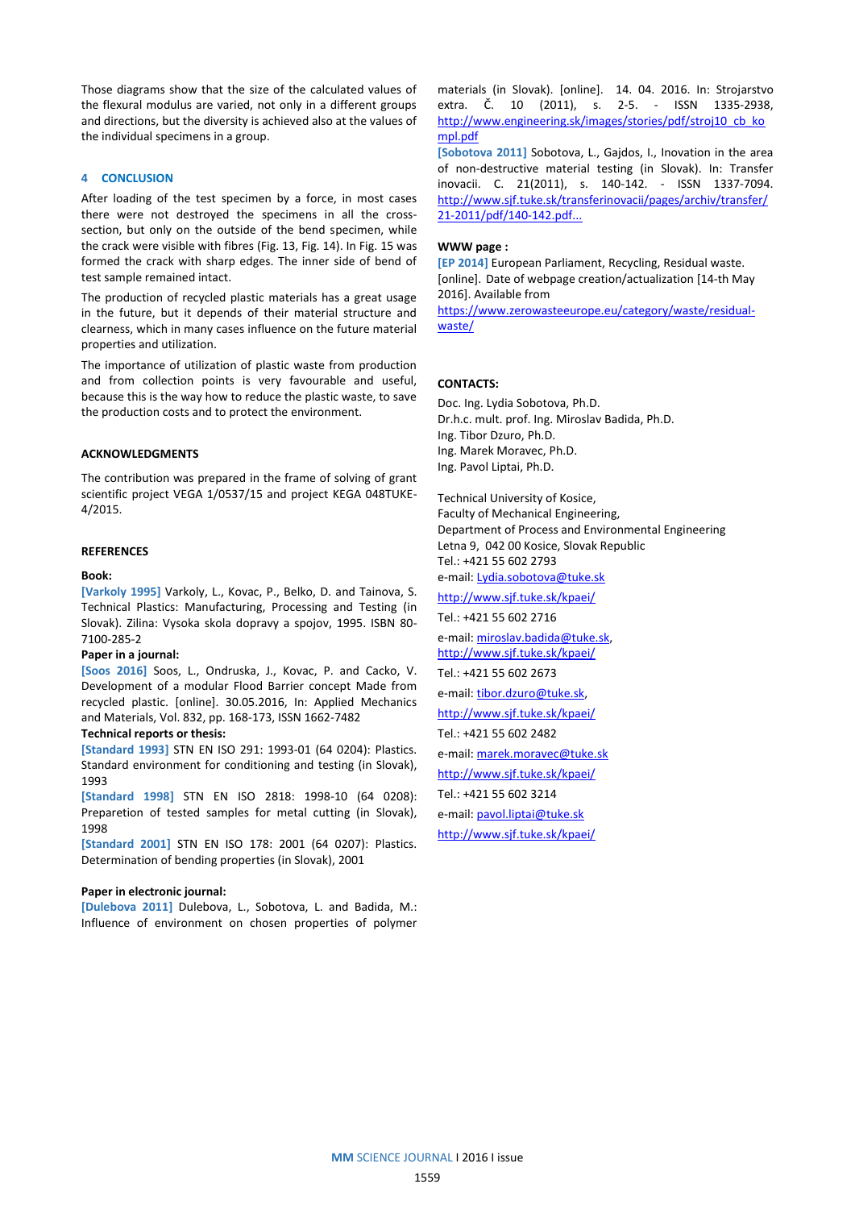Those diagrams show that the size of the calculated values of the flexural modulus are varied, not only in a different groups and directions, but the diversity is achieved also at the values of the individual specimens in a group.

## 4 CONCLUSION

After loading of the test specimen by a force, in most cases there were not destroyed the specimens in all the cross-section, but only on the outside of the bend specimen, while the crack were visible with fibres (Fig. 13, Fig. 14). In Fig. 15 was formed the crack with sharp edges. The inner side of bend of test sample remained intact.

The production of recycled plastic materials has a great usage in the future, but it depends of their material structure and clearness, which in many cases influence on the future material properties and utilization.

The importance of utilization of plastic waste from production and from collection points is very favourable and useful, because this is the way how to reduce the plastic waste, to save the production costs and to protect the environment.

## ACKNOWLEDGMENTS

The contribution was prepared in the frame of solving of grant scientific project VEGA 1/0537/15 and project KEGA 048TUKE-4/2015.

## REFERENCES

**Book:**

[Varkoly 1995] Varkoly, L., Kovac, P., Belko, D. and Tainova, S. Technical Plastics: Manufacturing, Processing and Testing (in Slovak). Zilina: Vysoka skola dopravy a spojov, 1995. ISBN 80-7100-285-2

**Paper in a journal:**

[Soos 2016] Soos, L., Ondruska, J., Kovac, P. and Cacko, V. Development of a modular Flood Barrier concept Made from recycled plastic. [online]. 30.05.2016, In: Applied Mechanics and Materials, Vol. 832, pp. 168-173, ISSN 1662-7482

**Technical reports or thesis:**

[Standard 1993] STN EN ISO 291: 1993-01 (64 0204): Plastics. Standard environment for conditioning and testing (in Slovak), 1993

[Standard 1998] STN EN ISO 2818: 1998-10 (64 0208): Preparetion of tested samples for metal cutting (in Slovak), 1998

[Standard 2001] STN EN ISO 178: 2001 (64 0207): Plastics. Determination of bending properties (in Slovak), 2001

**Paper in electronic journal:**

[Dulebova 2011] Dulebova, L., Sobotova, L. and Badida, M.: Influence of environment on chosen properties of polymer materials (in Slovak). [online]. 14. 04. 2016. In: Strojarstvo extra. Č. 10 (2011), s. 2-5. - ISSN 1335-2938, http://www.engineering.sk/images/stories/pdf/stroj10_cb_kompl.pdf

[Sobotova 2011] Sobotova, L., Gajdos, I., Inovation in the area of non-destructive material testing (in Slovak). In: Transfer inovacii. C. 21(2011), s. 140-142. - ISSN 1337-7094. http://www.sjf.tuke.sk/transferinovacii/pages/archiv/transfer/21-2011/pdf/140-142.pdf...

**WWW page :**

[EP 2014] European Parliament, Recycling, Residual waste. [online]. Date of webpage creation/actualization [14-th May 2016]. Available from https://www.zerowasteeurope.eu/category/waste/residual-waste/

## CONTACTS:

Doc. Ing. Lydia Sobotova, Ph.D.
Dr.h.c. mult. prof. Ing. Miroslav Badida, Ph.D.
Ing. Tibor Dzuro, Ph.D.
Ing. Marek Moravec, Ph.D.
Ing. Pavol Liptai, Ph.D.

Technical University of Kosice,
Faculty of Mechanical Engineering,
Department of Process and Environmental Engineering
Letna 9, 042 00 Kosice, Slovak Republic
Tel.: +421 55 602 2793
e-mail: Lydia.sobotova@tuke.sk
http://www.sjf.tuke.sk/kpaei/

Tel.: +421 55 602 2716
e-mail: miroslav.badida@tuke.sk, http://www.sjf.tuke.sk/kpaei/

Tel.: +421 55 602 2673
e-mail: tibor.dzuro@tuke.sk,
http://www.sjf.tuke.sk/kpaei/

Tel.: +421 55 602 2482
e-mail: marek.moravec@tuke.sk
http://www.sjf.tuke.sk/kpaei/

Tel.: +421 55 602 3214
e-mail: pavol.liptai@tuke.sk
http://www.sjf.tuke.sk/kpaei/